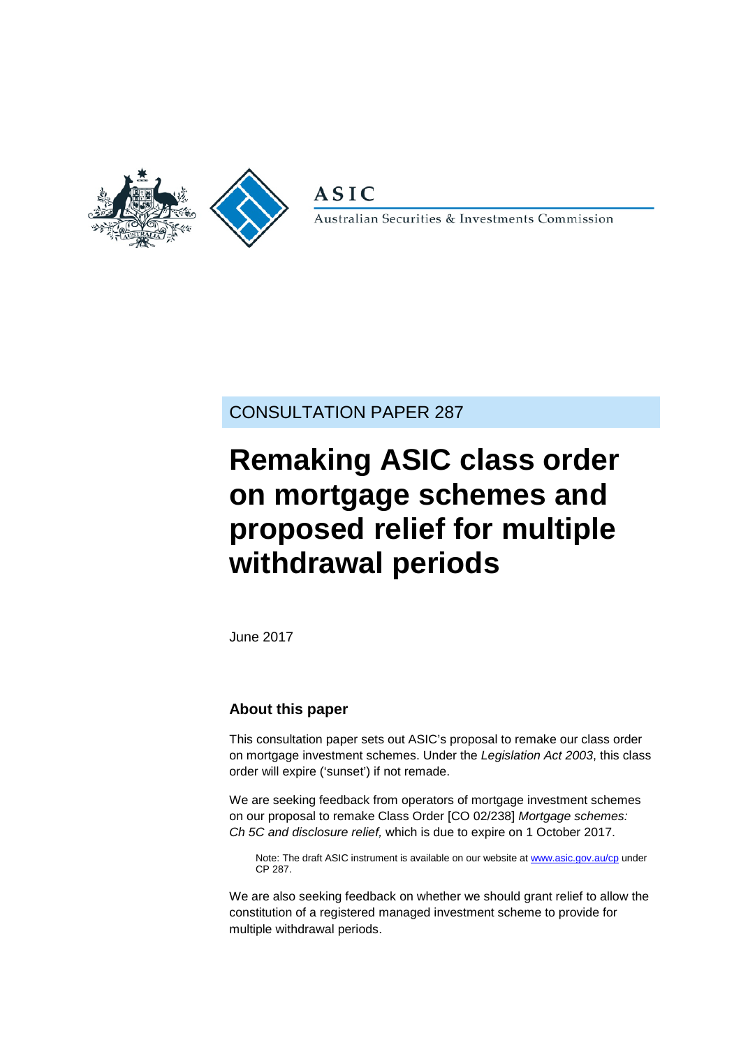ASIC

Australian Securities & Investments Commission

CONSULTATION PAPER 287

# Remaking ASIC class order on mortgage schemes and proposed relief for multiple withdrawal periods

June 2017

## About this paper

This consultation paper sets out ASIC's proposal to remake our class order on mortgage investment schemes. Under the *Legislation Act 2003*, this class order will expire ('sunset') if not remade.

We are seeking feedback from operators of mortgage investment schemes on our proposal to remake Class Order [CO 02/238] *Mortgage schemes: Ch 5C and disclosure relief,* which is due to expire on 1 October 2017.

> Note: The draft ASIC instrument is available on our website at www.asic.gov.au/cp under CP 287.

We are also seeking feedback on whether we should grant relief to allow the constitution of a registered managed investment scheme to provide for multiple withdrawal periods.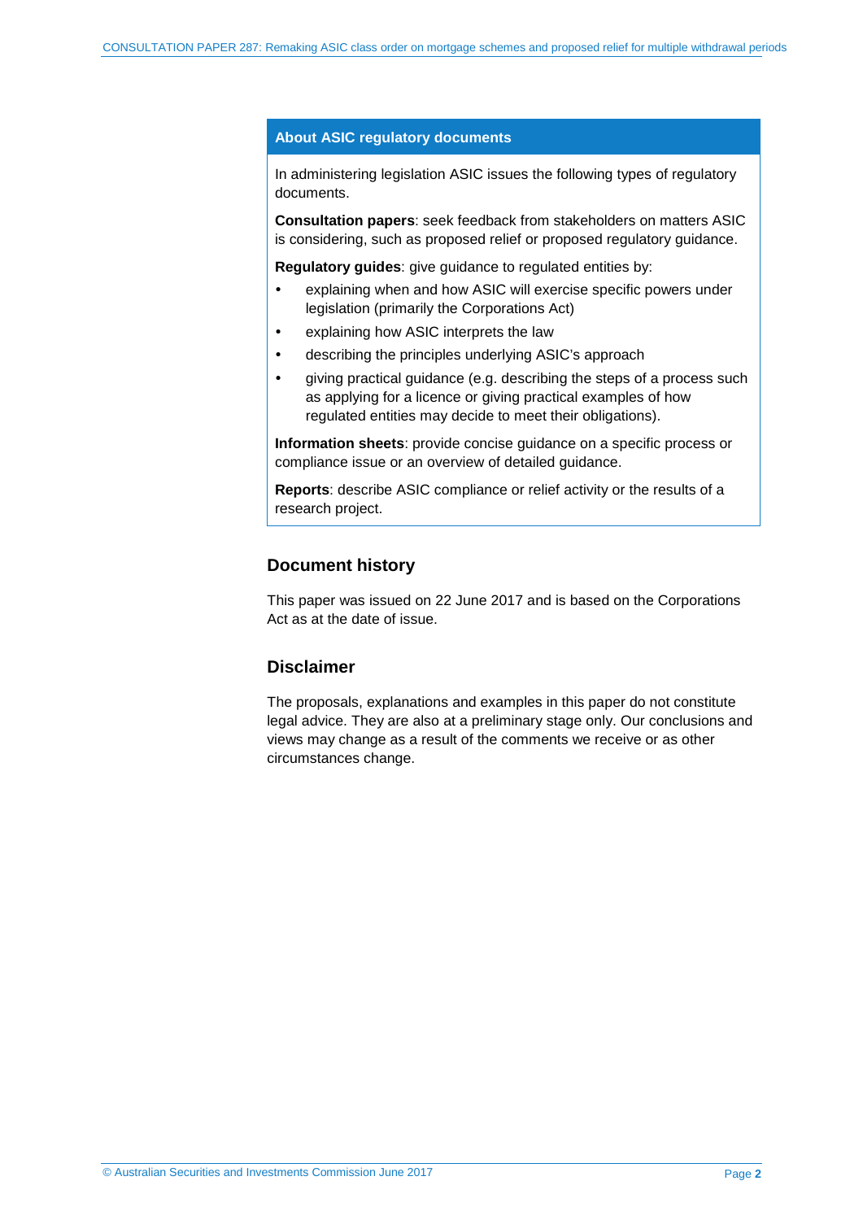## About ASIC regulatory documents

In administering legislation ASIC issues the following types of regulatory documents.

**Consultation papers**: seek feedback from stakeholders on matters ASIC is considering, such as proposed relief or proposed regulatory guidance.

**Regulatory guides**: give guidance to regulated entities by:

- explaining when and how ASIC will exercise specific powers under legislation (primarily the Corporations Act)
- explaining how ASIC interprets the law
- describing the principles underlying ASIC's approach
- giving practical guidance (e.g. describing the steps of a process such as applying for a licence or giving practical examples of how regulated entities may decide to meet their obligations).

**Information sheets**: provide concise guidance on a specific process or compliance issue or an overview of detailed guidance.

**Reports**: describe ASIC compliance or relief activity or the results of a research project.

## Document history

This paper was issued on 22 June 2017 and is based on the Corporations Act as at the date of issue.

## Disclaimer

The proposals, explanations and examples in this paper do not constitute legal advice. They are also at a preliminary stage only. Our conclusions and views may change as a result of the comments we receive or as other circumstances change.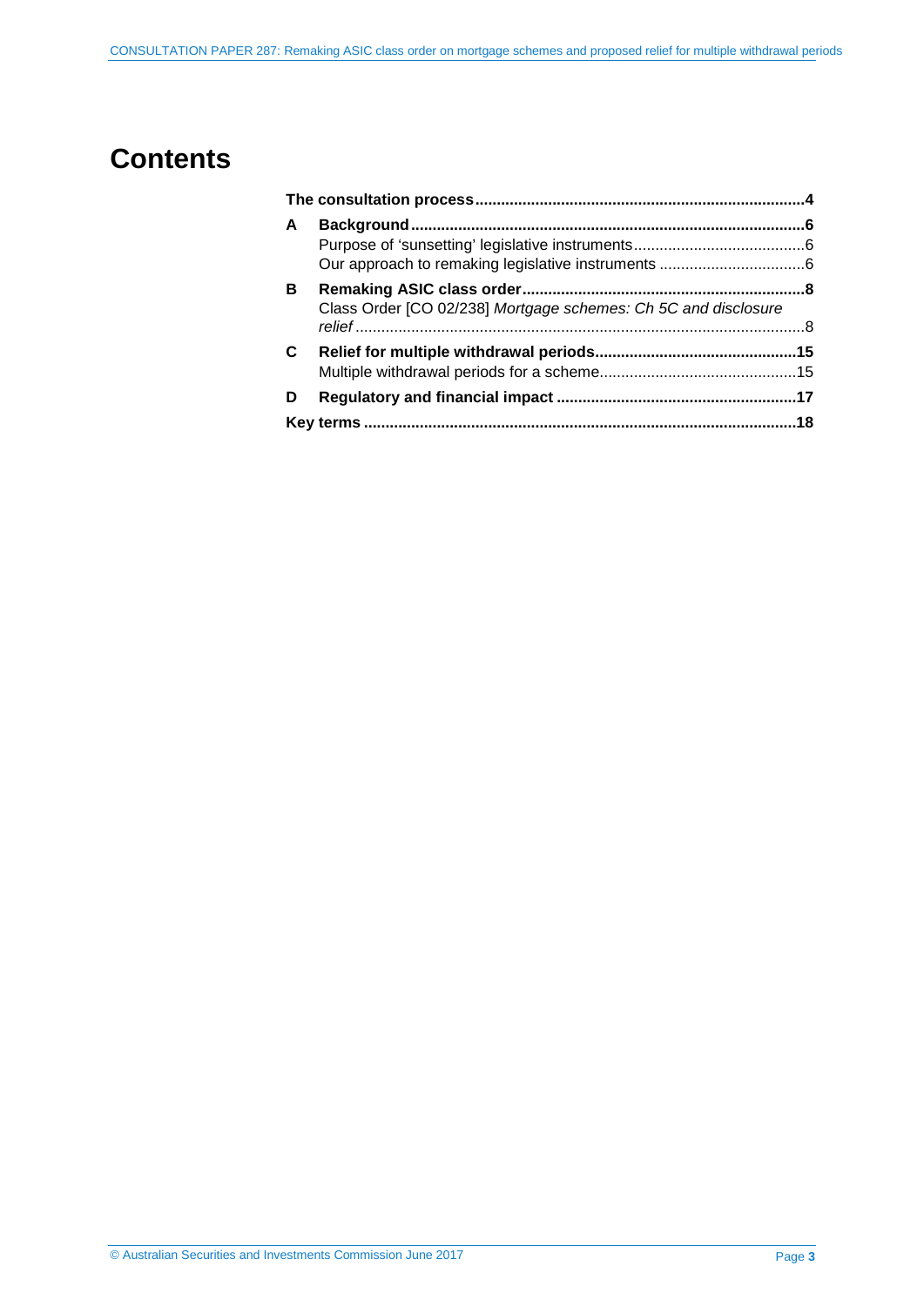# Contents

**The consultation process** .......... **4**

**A Background** .......... **6**
- Purpose of 'sunsetting' legislative instruments .......... 6
- Our approach to remaking legislative instruments .......... 6

**B Remaking ASIC class order** .......... **8**
- Class Order [CO 02/238] *Mortgage schemes: Ch 5C and disclosure relief* .......... 8

**C Relief for multiple withdrawal periods** .......... **15**
- Multiple withdrawal periods for a scheme .......... 15

**D Regulatory and financial impact** .......... **17**

**Key terms** .......... **18**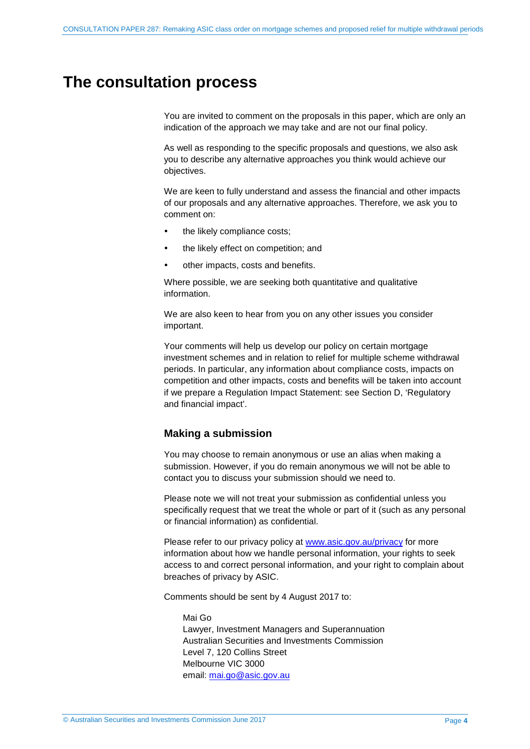# The consultation process

You are invited to comment on the proposals in this paper, which are only an indication of the approach we may take and are not our final policy.

As well as responding to the specific proposals and questions, we also ask you to describe any alternative approaches you think would achieve our objectives.

We are keen to fully understand and assess the financial and other impacts of our proposals and any alternative approaches. Therefore, we ask you to comment on:

- the likely compliance costs;
- the likely effect on competition; and
- other impacts, costs and benefits.

Where possible, we are seeking both quantitative and qualitative information.

We are also keen to hear from you on any other issues you consider important.

Your comments will help us develop our policy on certain mortgage investment schemes and in relation to relief for multiple scheme withdrawal periods. In particular, any information about compliance costs, impacts on competition and other impacts, costs and benefits will be taken into account if we prepare a Regulation Impact Statement: see Section D, 'Regulatory and financial impact'.

## Making a submission

You may choose to remain anonymous or use an alias when making a submission. However, if you do remain anonymous we will not be able to contact you to discuss your submission should we need to.

Please note we will not treat your submission as confidential unless you specifically request that we treat the whole or part of it (such as any personal or financial information) as confidential.

Please refer to our privacy policy at www.asic.gov.au/privacy for more information about how we handle personal information, your rights to seek access to and correct personal information, and your right to complain about breaches of privacy by ASIC.

Comments should be sent by 4 August 2017 to:

Mai Go
Lawyer, Investment Managers and Superannuation
Australian Securities and Investments Commission
Level 7, 120 Collins Street
Melbourne VIC 3000
email: mai.go@asic.gov.au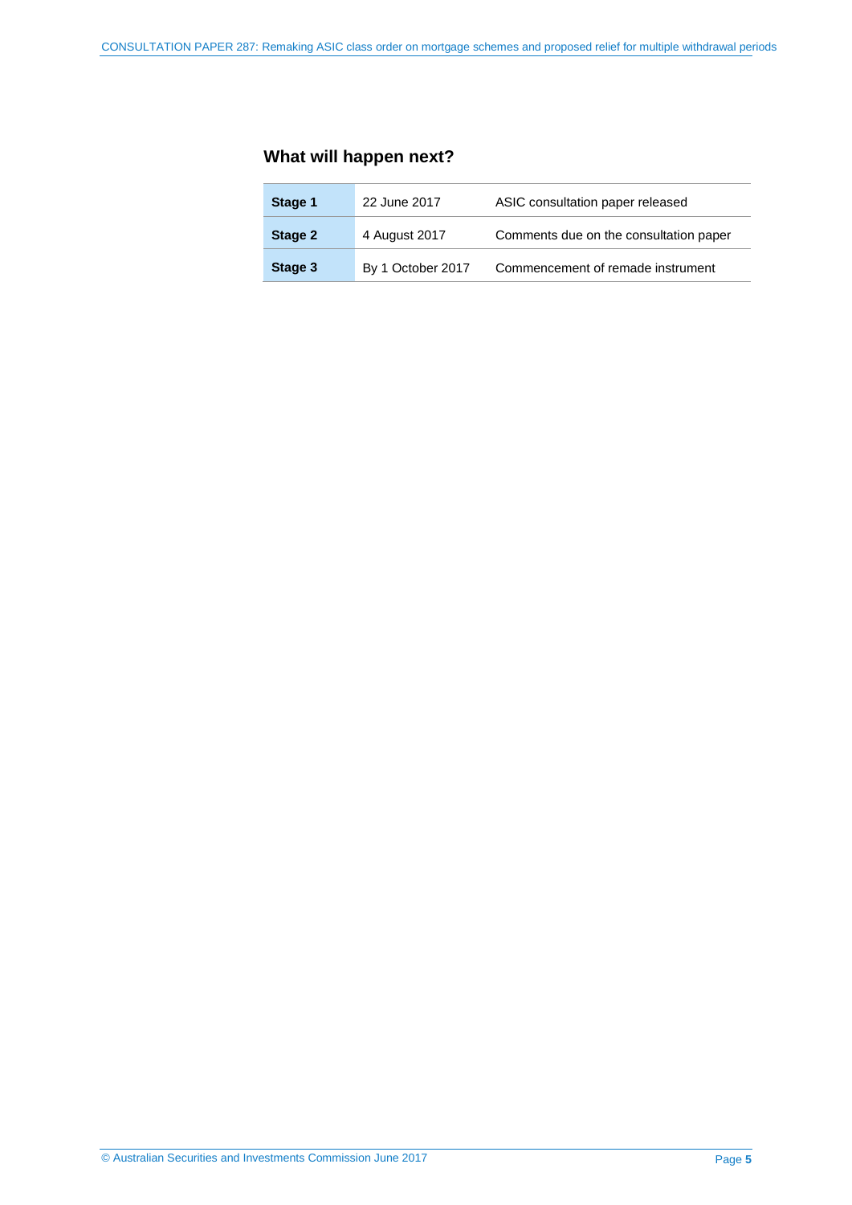## What will happen next?

| | | |
|---|---|---|
| **Stage 1** | 22 June 2017 | ASIC consultation paper released |
| **Stage 2** | 4 August 2017 | Comments due on the consultation paper |
| **Stage 3** | By 1 October 2017 | Commencement of remade instrument |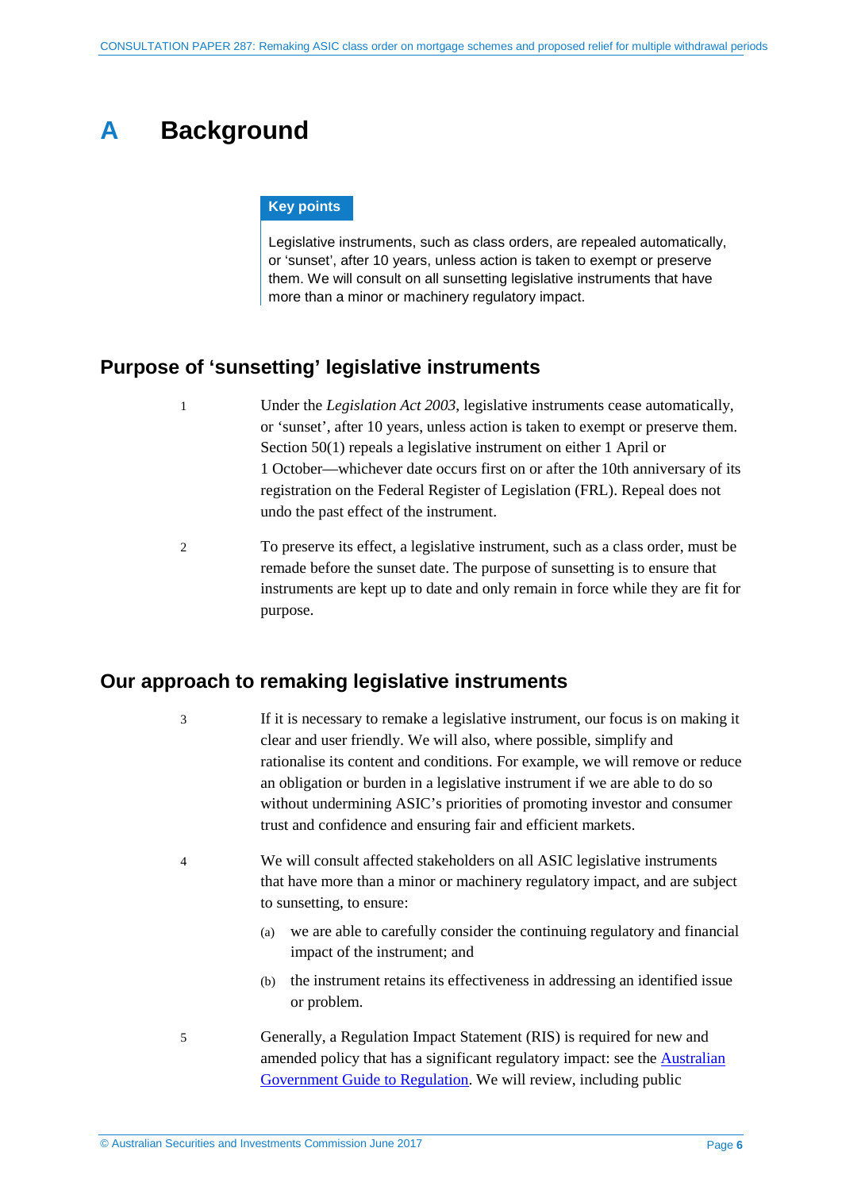# A Background

**Key points**

Legislative instruments, such as class orders, are repealed automatically, or 'sunset', after 10 years, unless action is taken to exempt or preserve them. We will consult on all sunsetting legislative instruments that have more than a minor or machinery regulatory impact.

## Purpose of 'sunsetting' legislative instruments

1 Under the *Legislation Act 2003*, legislative instruments cease automatically, or 'sunset', after 10 years, unless action is taken to exempt or preserve them. Section 50(1) repeals a legislative instrument on either 1 April or 1 October—whichever date occurs first on or after the 10th anniversary of its registration on the Federal Register of Legislation (FRL). Repeal does not undo the past effect of the instrument.

2 To preserve its effect, a legislative instrument, such as a class order, must be remade before the sunset date. The purpose of sunsetting is to ensure that instruments are kept up to date and only remain in force while they are fit for purpose.

## Our approach to remaking legislative instruments

3 If it is necessary to remake a legislative instrument, our focus is on making it clear and user friendly. We will also, where possible, simplify and rationalise its content and conditions. For example, we will remove or reduce an obligation or burden in a legislative instrument if we are able to do so without undermining ASIC's priorities of promoting investor and consumer trust and confidence and ensuring fair and efficient markets.

4 We will consult affected stakeholders on all ASIC legislative instruments that have more than a minor or machinery regulatory impact, and are subject to sunsetting, to ensure:

(a) we are able to carefully consider the continuing regulatory and financial impact of the instrument; and

(b) the instrument retains its effectiveness in addressing an identified issue or problem.

5 Generally, a Regulation Impact Statement (RIS) is required for new and amended policy that has a significant regulatory impact: see the Australian Government Guide to Regulation. We will review, including public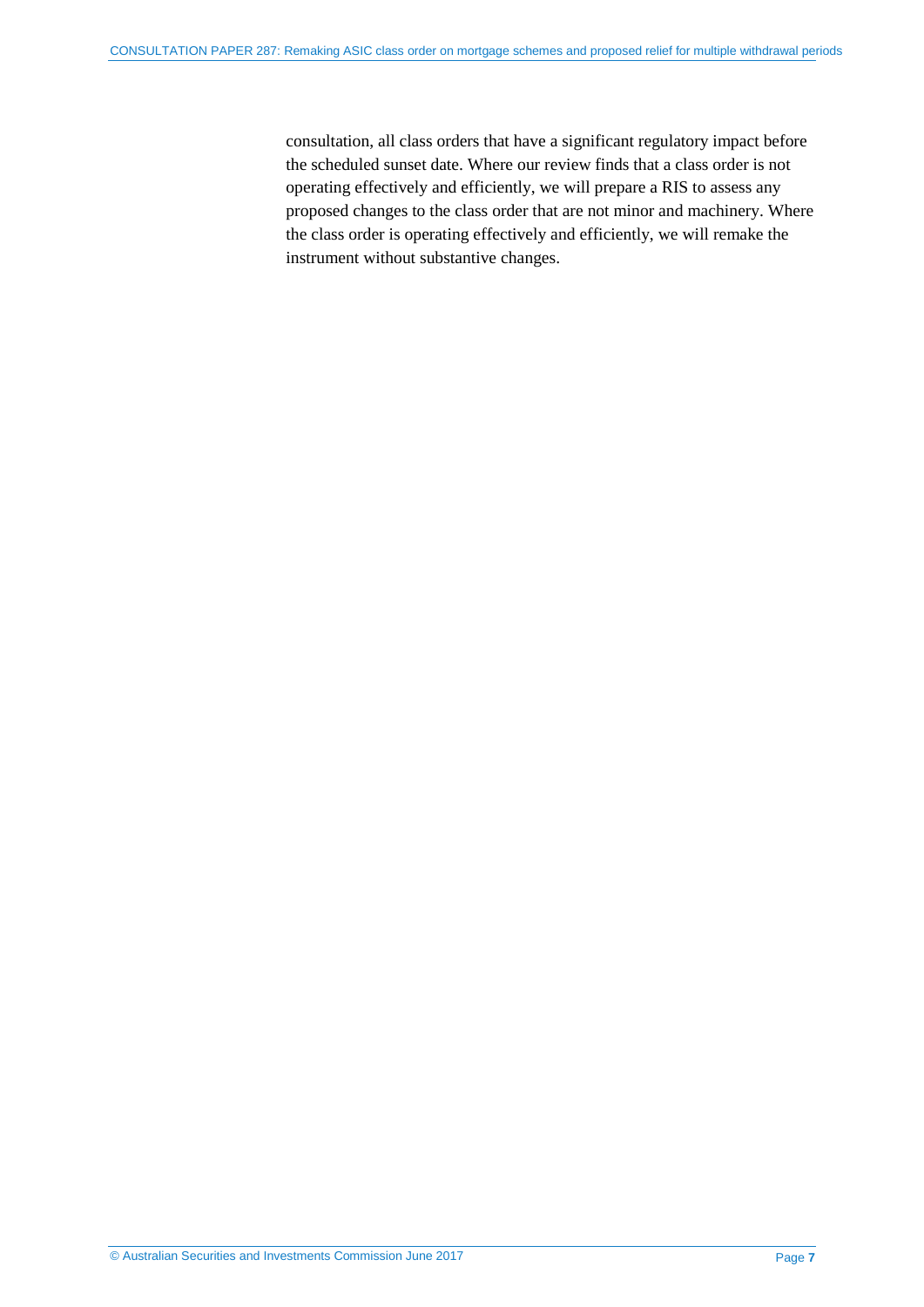consultation, all class orders that have a significant regulatory impact before the scheduled sunset date. Where our review finds that a class order is not operating effectively and efficiently, we will prepare a RIS to assess any proposed changes to the class order that are not minor and machinery. Where the class order is operating effectively and efficiently, we will remake the instrument without substantive changes.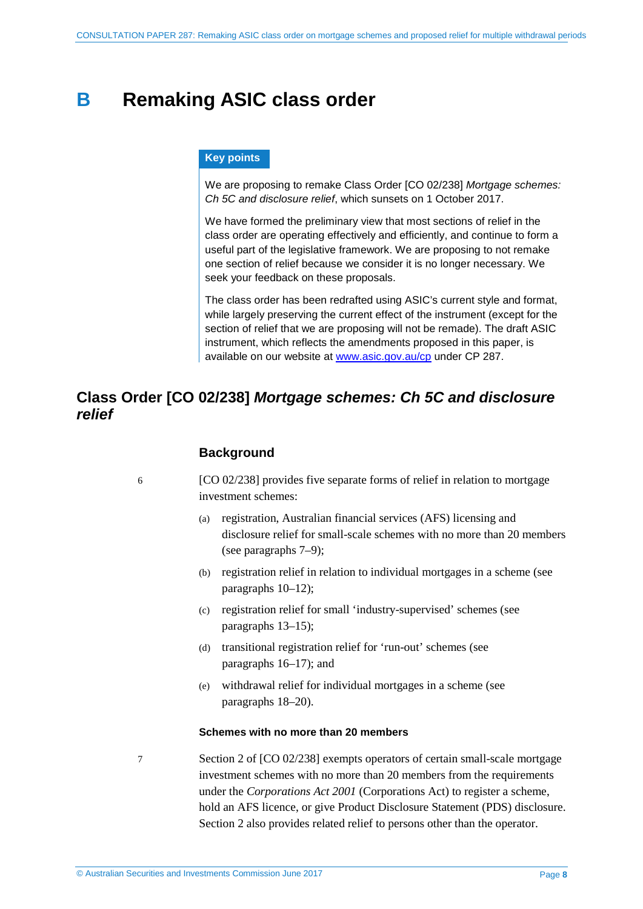# B Remaking ASIC class order

**Key points**

We are proposing to remake Class Order [CO 02/238] *Mortgage schemes: Ch 5C and disclosure relief*, which sunsets on 1 October 2017.

We have formed the preliminary view that most sections of relief in the class order are operating effectively and efficiently, and continue to form a useful part of the legislative framework. We are proposing to not remake one section of relief because we consider it is no longer necessary. We seek your feedback on these proposals.

The class order has been redrafted using ASIC's current style and format, while largely preserving the current effect of the instrument (except for the section of relief that we are proposing will not be remade). The draft ASIC instrument, which reflects the amendments proposed in this paper, is available on our website at www.asic.gov.au/cp under CP 287.

## Class Order [CO 02/238] *Mortgage schemes: Ch 5C and disclosure relief*

### Background

6 [CO 02/238] provides five separate forms of relief in relation to mortgage investment schemes:

(a) registration, Australian financial services (AFS) licensing and disclosure relief for small-scale schemes with no more than 20 members (see paragraphs 7–9);

(b) registration relief in relation to individual mortgages in a scheme (see paragraphs 10–12);

(c) registration relief for small 'industry-supervised' schemes (see paragraphs 13–15);

(d) transitional registration relief for 'run-out' schemes (see paragraphs 16–17); and

(e) withdrawal relief for individual mortgages in a scheme (see paragraphs 18–20).

#### Schemes with no more than 20 members

7 Section 2 of [CO 02/238] exempts operators of certain small-scale mortgage investment schemes with no more than 20 members from the requirements under the *Corporations Act 2001* (Corporations Act) to register a scheme, hold an AFS licence, or give Product Disclosure Statement (PDS) disclosure. Section 2 also provides related relief to persons other than the operator.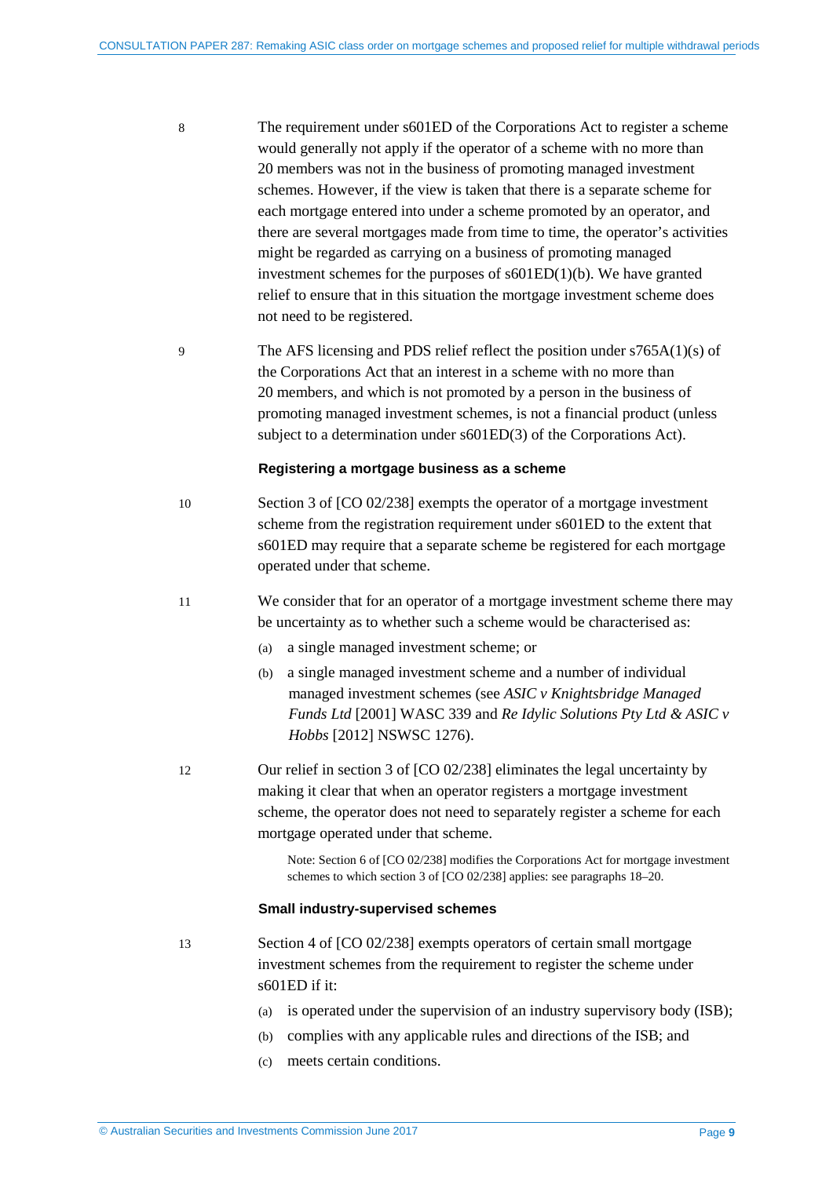8 The requirement under s601ED of the Corporations Act to register a scheme would generally not apply if the operator of a scheme with no more than 20 members was not in the business of promoting managed investment schemes. However, if the view is taken that there is a separate scheme for each mortgage entered into under a scheme promoted by an operator, and there are several mortgages made from time to time, the operator's activities might be regarded as carrying on a business of promoting managed investment schemes for the purposes of s601ED(1)(b). We have granted relief to ensure that in this situation the mortgage investment scheme does not need to be registered.

9 The AFS licensing and PDS relief reflect the position under s765A(1)(s) of the Corporations Act that an interest in a scheme with no more than 20 members, and which is not promoted by a person in the business of promoting managed investment schemes, is not a financial product (unless subject to a determination under s601ED(3) of the Corporations Act).

### Registering a mortgage business as a scheme

10 Section 3 of [CO 02/238] exempts the operator of a mortgage investment scheme from the registration requirement under s601ED to the extent that s601ED may require that a separate scheme be registered for each mortgage operated under that scheme.

11 We consider that for an operator of a mortgage investment scheme there may be uncertainty as to whether such a scheme would be characterised as:

(a) a single managed investment scheme; or

(b) a single managed investment scheme and a number of individual managed investment schemes (see *ASIC v Knightsbridge Managed Funds Ltd* [2001] WASC 339 and *Re Idylic Solutions Pty Ltd & ASIC v Hobbs* [2012] NSWSC 1276).

12 Our relief in section 3 of [CO 02/238] eliminates the legal uncertainty by making it clear that when an operator registers a mortgage investment scheme, the operator does not need to separately register a scheme for each mortgage operated under that scheme.

> Note: Section 6 of [CO 02/238] modifies the Corporations Act for mortgage investment schemes to which section 3 of [CO 02/238] applies: see paragraphs 18–20.

### Small industry-supervised schemes

13 Section 4 of [CO 02/238] exempts operators of certain small mortgage investment schemes from the requirement to register the scheme under s601ED if it:

(a) is operated under the supervision of an industry supervisory body (ISB);

(b) complies with any applicable rules and directions of the ISB; and

(c) meets certain conditions.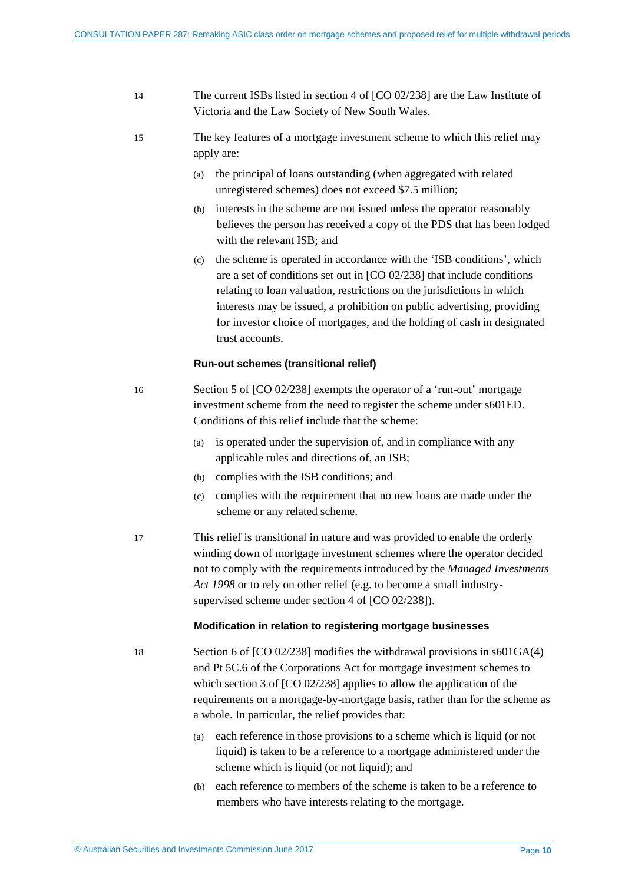14 The current ISBs listed in section 4 of [CO 02/238] are the Law Institute of Victoria and the Law Society of New South Wales.

15 The key features of a mortgage investment scheme to which this relief may apply are:

(a) the principal of loans outstanding (when aggregated with related unregistered schemes) does not exceed $7.5 million;

(b) interests in the scheme are not issued unless the operator reasonably believes the person has received a copy of the PDS that has been lodged with the relevant ISB; and

(c) the scheme is operated in accordance with the 'ISB conditions', which are a set of conditions set out in [CO 02/238] that include conditions relating to loan valuation, restrictions on the jurisdictions in which interests may be issued, a prohibition on public advertising, providing for investor choice of mortgages, and the holding of cash in designated trust accounts.

### Run-out schemes (transitional relief)

16 Section 5 of [CO 02/238] exempts the operator of a 'run-out' mortgage investment scheme from the need to register the scheme under s601ED. Conditions of this relief include that the scheme:

(a) is operated under the supervision of, and in compliance with any applicable rules and directions of, an ISB;

(b) complies with the ISB conditions; and

(c) complies with the requirement that no new loans are made under the scheme or any related scheme.

17 This relief is transitional in nature and was provided to enable the orderly winding down of mortgage investment schemes where the operator decided not to comply with the requirements introduced by the *Managed Investments Act 1998* or to rely on other relief (e.g. to become a small industry-supervised scheme under section 4 of [CO 02/238]).

### Modification in relation to registering mortgage businesses

18 Section 6 of [CO 02/238] modifies the withdrawal provisions in s601GA(4) and Pt 5C.6 of the Corporations Act for mortgage investment schemes to which section 3 of [CO 02/238] applies to allow the application of the requirements on a mortgage-by-mortgage basis, rather than for the scheme as a whole. In particular, the relief provides that:

(a) each reference in those provisions to a scheme which is liquid (or not liquid) is taken to be a reference to a mortgage administered under the scheme which is liquid (or not liquid); and

(b) each reference to members of the scheme is taken to be a reference to members who have interests relating to the mortgage.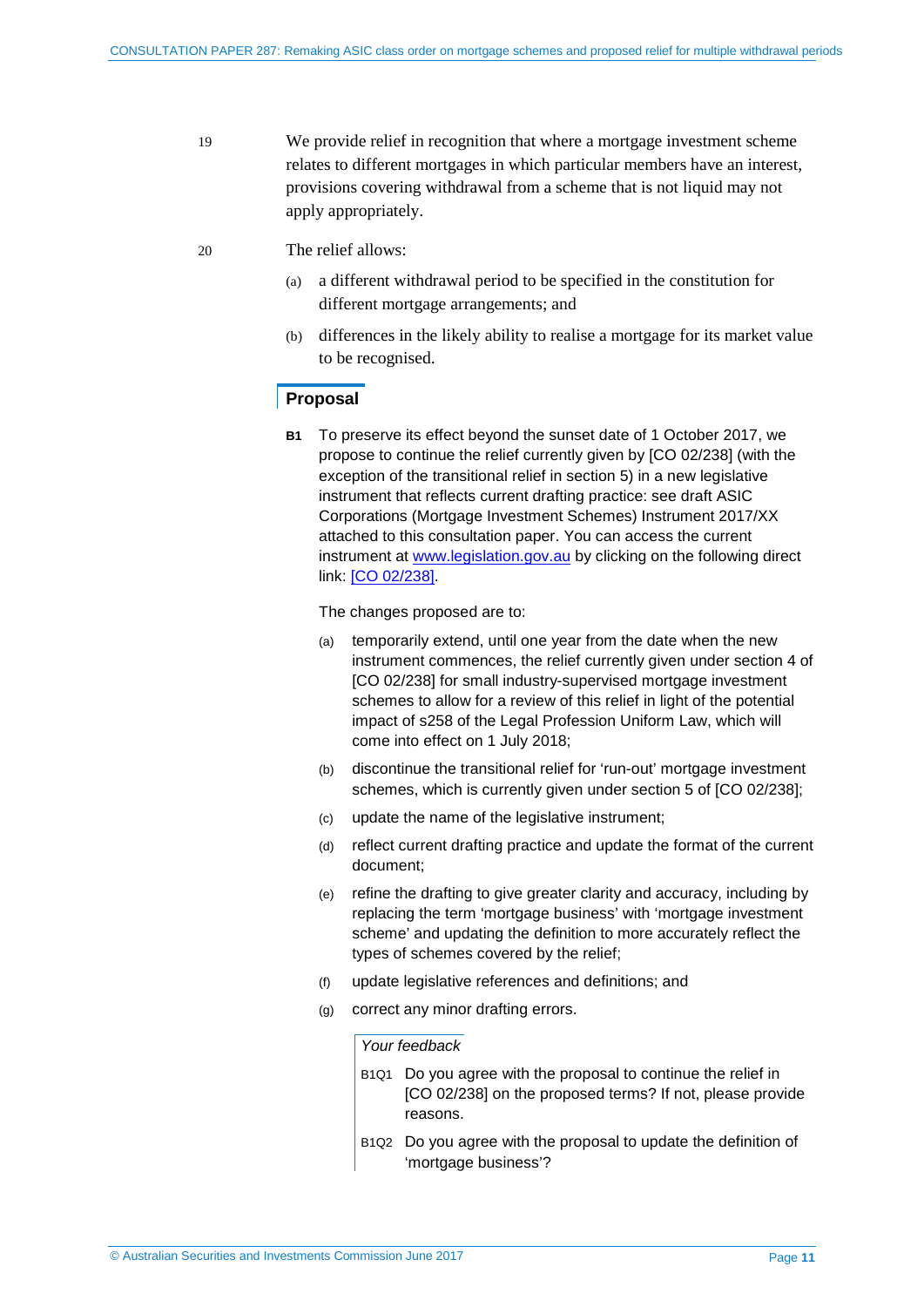19 We provide relief in recognition that where a mortgage investment scheme relates to different mortgages in which particular members have an interest, provisions covering withdrawal from a scheme that is not liquid may not apply appropriately.

20 The relief allows:

(a) a different withdrawal period to be specified in the constitution for different mortgage arrangements; and

(b) differences in the likely ability to realise a mortgage for its market value to be recognised.

## Proposal

**B1** To preserve its effect beyond the sunset date of 1 October 2017, we propose to continue the relief currently given by [CO 02/238] (with the exception of the transitional relief in section 5) in a new legislative instrument that reflects current drafting practice: see draft ASIC Corporations (Mortgage Investment Schemes) Instrument 2017/XX attached to this consultation paper. You can access the current instrument at www.legislation.gov.au by clicking on the following direct link: [CO 02/238].

The changes proposed are to:

(a) temporarily extend, until one year from the date when the new instrument commences, the relief currently given under section 4 of [CO 02/238] for small industry-supervised mortgage investment schemes to allow for a review of this relief in light of the potential impact of s258 of the Legal Profession Uniform Law, which will come into effect on 1 July 2018;

(b) discontinue the transitional relief for 'run-out' mortgage investment schemes, which is currently given under section 5 of [CO 02/238];

(c) update the name of the legislative instrument;

(d) reflect current drafting practice and update the format of the current document;

(e) refine the drafting to give greater clarity and accuracy, including by replacing the term 'mortgage business' with 'mortgage investment scheme' and updating the definition to more accurately reflect the types of schemes covered by the relief;

(f) update legislative references and definitions; and

(g) correct any minor drafting errors.

*Your feedback*

B1Q1 Do you agree with the proposal to continue the relief in [CO 02/238] on the proposed terms? If not, please provide reasons.

B1Q2 Do you agree with the proposal to update the definition of 'mortgage business'?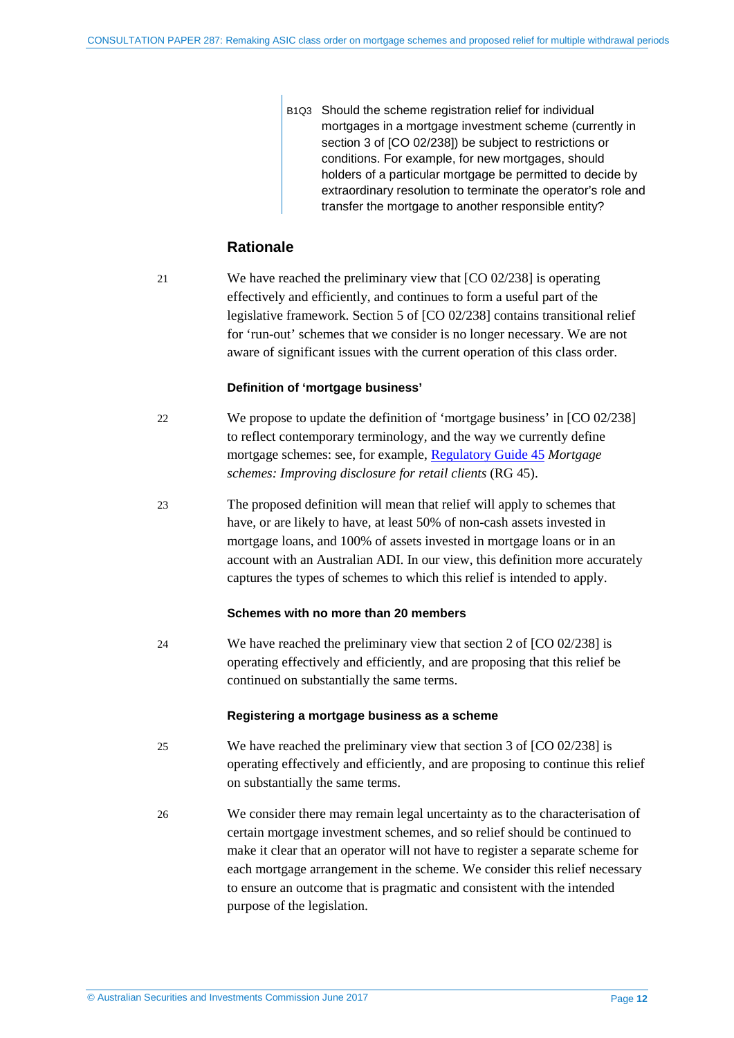B1Q3 Should the scheme registration relief for individual mortgages in a mortgage investment scheme (currently in section 3 of [CO 02/238]) be subject to restrictions or conditions. For example, for new mortgages, should holders of a particular mortgage be permitted to decide by extraordinary resolution to terminate the operator's role and transfer the mortgage to another responsible entity?

## Rationale

21 We have reached the preliminary view that [CO 02/238] is operating effectively and efficiently, and continues to form a useful part of the legislative framework. Section 5 of [CO 02/238] contains transitional relief for 'run-out' schemes that we consider is no longer necessary. We are not aware of significant issues with the current operation of this class order.

#### Definition of 'mortgage business'

22 We propose to update the definition of 'mortgage business' in [CO 02/238] to reflect contemporary terminology, and the way we currently define mortgage schemes: see, for example, Regulatory Guide 45 *Mortgage schemes: Improving disclosure for retail clients* (RG 45).

23 The proposed definition will mean that relief will apply to schemes that have, or are likely to have, at least 50% of non-cash assets invested in mortgage loans, and 100% of assets invested in mortgage loans or in an account with an Australian ADI. In our view, this definition more accurately captures the types of schemes to which this relief is intended to apply.

#### Schemes with no more than 20 members

24 We have reached the preliminary view that section 2 of [CO 02/238] is operating effectively and efficiently, and are proposing that this relief be continued on substantially the same terms.

#### Registering a mortgage business as a scheme

25 We have reached the preliminary view that section 3 of [CO 02/238] is operating effectively and efficiently, and are proposing to continue this relief on substantially the same terms.

26 We consider there may remain legal uncertainty as to the characterisation of certain mortgage investment schemes, and so relief should be continued to make it clear that an operator will not have to register a separate scheme for each mortgage arrangement in the scheme. We consider this relief necessary to ensure an outcome that is pragmatic and consistent with the intended purpose of the legislation.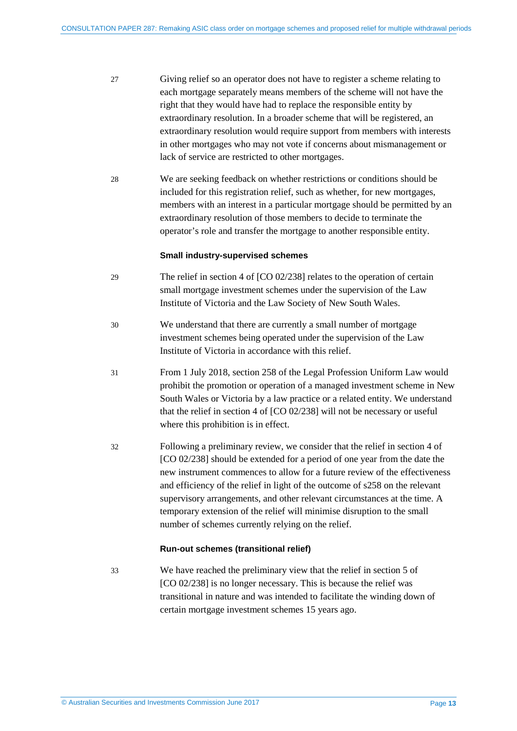27 Giving relief so an operator does not have to register a scheme relating to each mortgage separately means members of the scheme will not have the right that they would have had to replace the responsible entity by extraordinary resolution. In a broader scheme that will be registered, an extraordinary resolution would require support from members with interests in other mortgages who may not vote if concerns about mismanagement or lack of service are restricted to other mortgages.

28 We are seeking feedback on whether restrictions or conditions should be included for this registration relief, such as whether, for new mortgages, members with an interest in a particular mortgage should be permitted by an extraordinary resolution of those members to decide to terminate the operator's role and transfer the mortgage to another responsible entity.

### Small industry-supervised schemes

29 The relief in section 4 of [CO 02/238] relates to the operation of certain small mortgage investment schemes under the supervision of the Law Institute of Victoria and the Law Society of New South Wales.

30 We understand that there are currently a small number of mortgage investment schemes being operated under the supervision of the Law Institute of Victoria in accordance with this relief.

31 From 1 July 2018, section 258 of the Legal Profession Uniform Law would prohibit the promotion or operation of a managed investment scheme in New South Wales or Victoria by a law practice or a related entity. We understand that the relief in section 4 of [CO 02/238] will not be necessary or useful where this prohibition is in effect.

32 Following a preliminary review, we consider that the relief in section 4 of [CO 02/238] should be extended for a period of one year from the date the new instrument commences to allow for a future review of the effectiveness and efficiency of the relief in light of the outcome of s258 on the relevant supervisory arrangements, and other relevant circumstances at the time. A temporary extension of the relief will minimise disruption to the small number of schemes currently relying on the relief.

### Run-out schemes (transitional relief)

33 We have reached the preliminary view that the relief in section 5 of [CO 02/238] is no longer necessary. This is because the relief was transitional in nature and was intended to facilitate the winding down of certain mortgage investment schemes 15 years ago.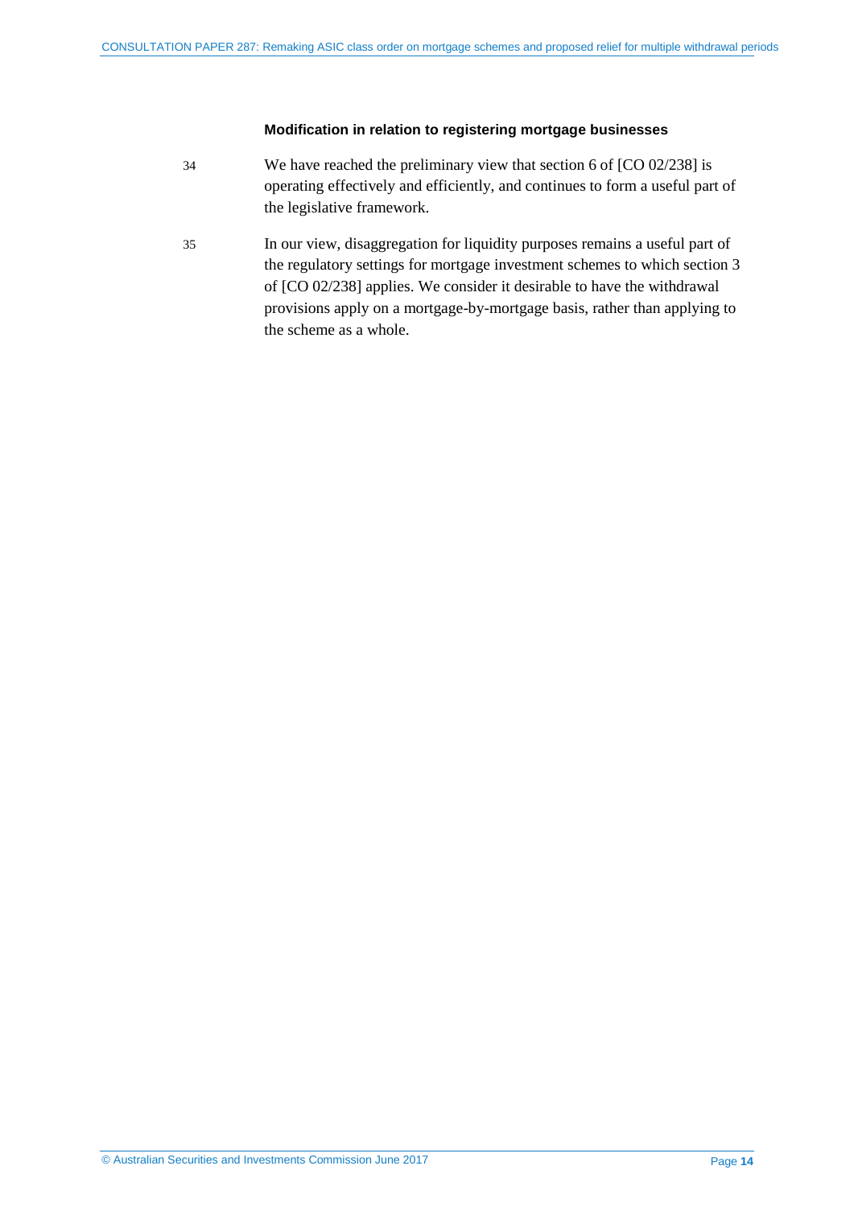### Modification in relation to registering mortgage businesses

34 We have reached the preliminary view that section 6 of [CO 02/238] is operating effectively and efficiently, and continues to form a useful part of the legislative framework.

35 In our view, disaggregation for liquidity purposes remains a useful part of the regulatory settings for mortgage investment schemes to which section 3 of [CO 02/238] applies. We consider it desirable to have the withdrawal provisions apply on a mortgage-by-mortgage basis, rather than applying to the scheme as a whole.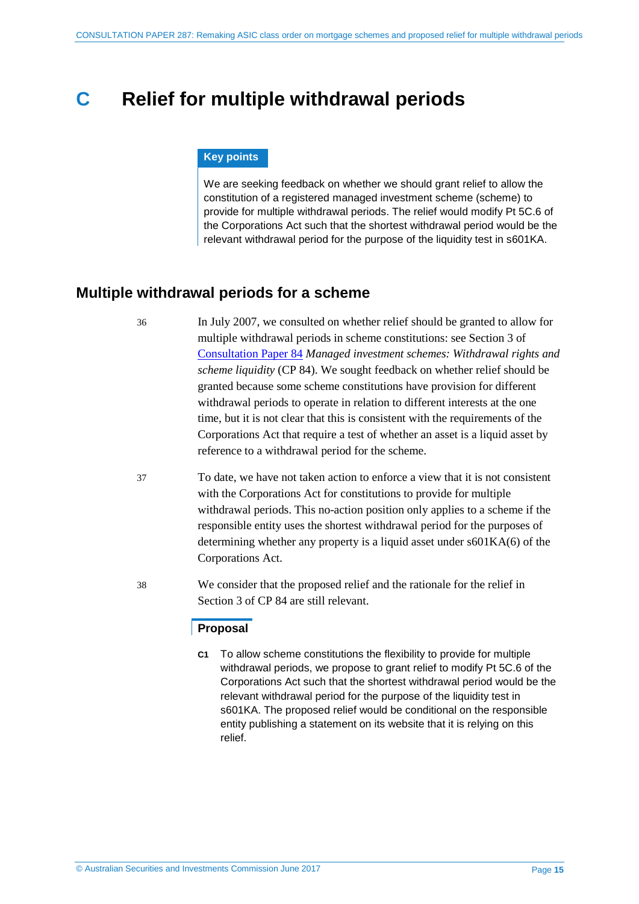# C Relief for multiple withdrawal periods

**Key points**

We are seeking feedback on whether we should grant relief to allow the constitution of a registered managed investment scheme (scheme) to provide for multiple withdrawal periods. The relief would modify Pt 5C.6 of the Corporations Act such that the shortest withdrawal period would be the relevant withdrawal period for the purpose of the liquidity test in s601KA.

## Multiple withdrawal periods for a scheme

36 In July 2007, we consulted on whether relief should be granted to allow for multiple withdrawal periods in scheme constitutions: see Section 3 of Consultation Paper 84 *Managed investment schemes: Withdrawal rights and scheme liquidity* (CP 84). We sought feedback on whether relief should be granted because some scheme constitutions have provision for different withdrawal periods to operate in relation to different interests at the one time, but it is not clear that this is consistent with the requirements of the Corporations Act that require a test of whether an asset is a liquid asset by reference to a withdrawal period for the scheme.

37 To date, we have not taken action to enforce a view that it is not consistent with the Corporations Act for constitutions to provide for multiple withdrawal periods. This no-action position only applies to a scheme if the responsible entity uses the shortest withdrawal period for the purposes of determining whether any property is a liquid asset under s601KA(6) of the Corporations Act.

38 We consider that the proposed relief and the rationale for the relief in Section 3 of CP 84 are still relevant.

**Proposal**

**C1** To allow scheme constitutions the flexibility to provide for multiple withdrawal periods, we propose to grant relief to modify Pt 5C.6 of the Corporations Act such that the shortest withdrawal period would be the relevant withdrawal period for the purpose of the liquidity test in s601KA. The proposed relief would be conditional on the responsible entity publishing a statement on its website that it is relying on this relief.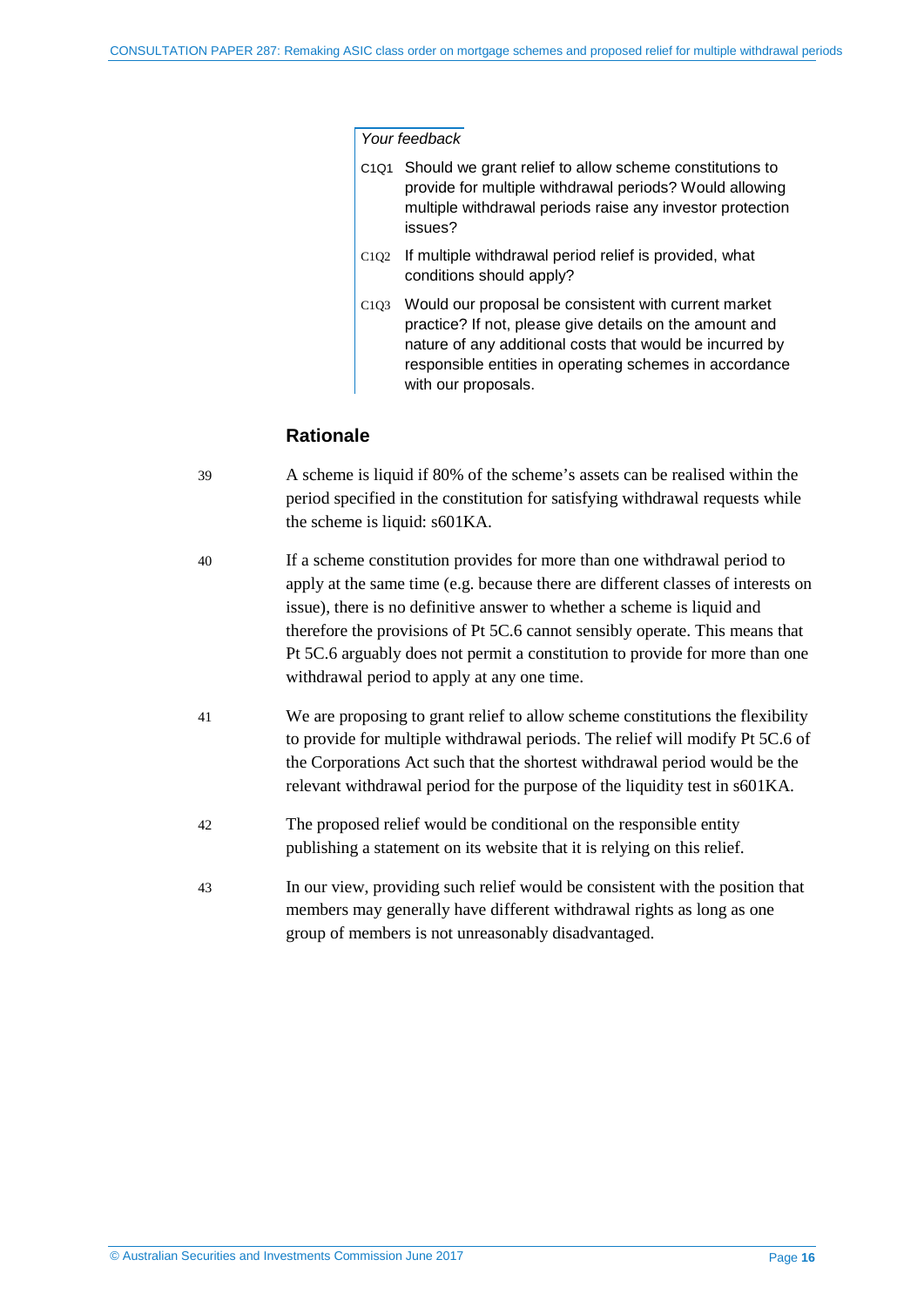*Your feedback*

C1Q1 Should we grant relief to allow scheme constitutions to provide for multiple withdrawal periods? Would allowing multiple withdrawal periods raise any investor protection issues?

C1Q2 If multiple withdrawal period relief is provided, what conditions should apply?

C1Q3 Would our proposal be consistent with current market practice? If not, please give details on the amount and nature of any additional costs that would be incurred by responsible entities in operating schemes in accordance with our proposals.

### Rationale

39 A scheme is liquid if 80% of the scheme's assets can be realised within the period specified in the constitution for satisfying withdrawal requests while the scheme is liquid: s601KA.

40 If a scheme constitution provides for more than one withdrawal period to apply at the same time (e.g. because there are different classes of interests on issue), there is no definitive answer to whether a scheme is liquid and therefore the provisions of Pt 5C.6 cannot sensibly operate. This means that Pt 5C.6 arguably does not permit a constitution to provide for more than one withdrawal period to apply at any one time.

41 We are proposing to grant relief to allow scheme constitutions the flexibility to provide for multiple withdrawal periods. The relief will modify Pt 5C.6 of the Corporations Act such that the shortest withdrawal period would be the relevant withdrawal period for the purpose of the liquidity test in s601KA.

42 The proposed relief would be conditional on the responsible entity publishing a statement on its website that it is relying on this relief.

43 In our view, providing such relief would be consistent with the position that members may generally have different withdrawal rights as long as one group of members is not unreasonably disadvantaged.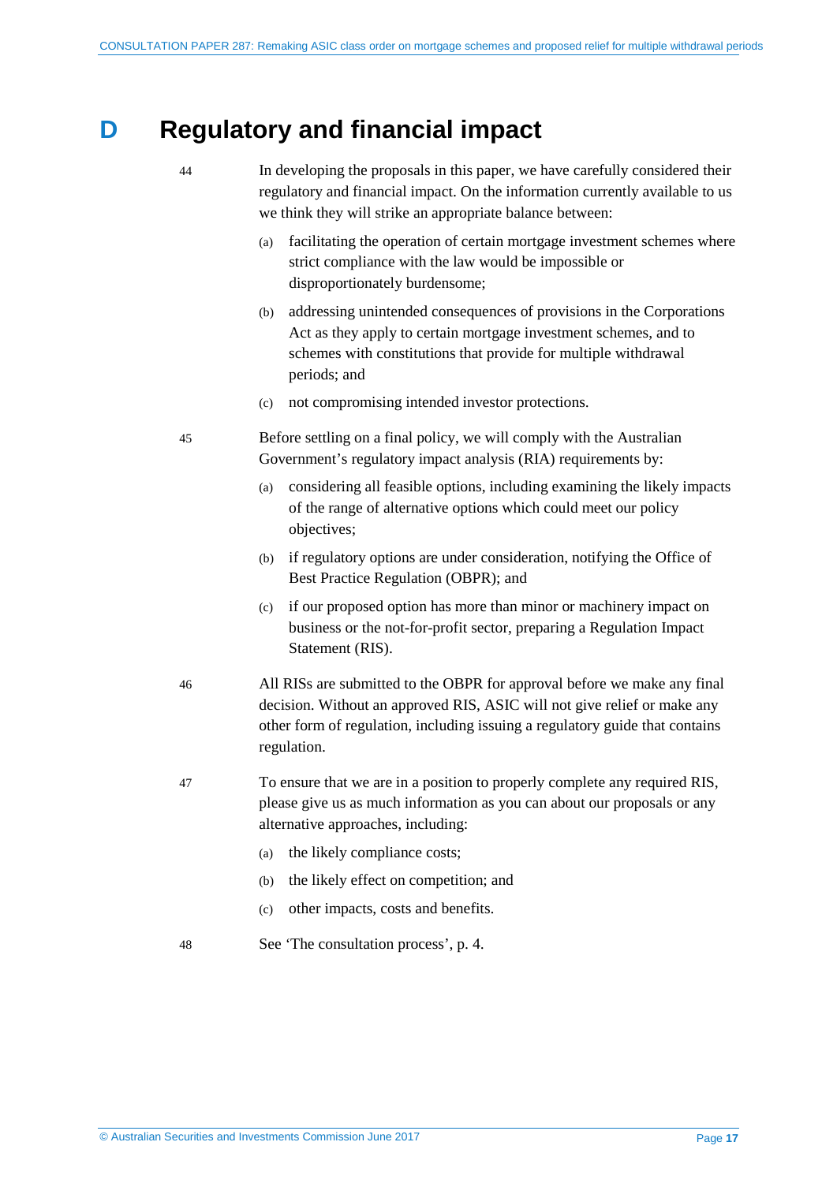# D Regulatory and financial impact

44 In developing the proposals in this paper, we have carefully considered their regulatory and financial impact. On the information currently available to us we think they will strike an appropriate balance between:

(a) facilitating the operation of certain mortgage investment schemes where strict compliance with the law would be impossible or disproportionately burdensome;

(b) addressing unintended consequences of provisions in the Corporations Act as they apply to certain mortgage investment schemes, and to schemes with constitutions that provide for multiple withdrawal periods; and

(c) not compromising intended investor protections.

45 Before settling on a final policy, we will comply with the Australian Government's regulatory impact analysis (RIA) requirements by:

(a) considering all feasible options, including examining the likely impacts of the range of alternative options which could meet our policy objectives;

(b) if regulatory options are under consideration, notifying the Office of Best Practice Regulation (OBPR); and

(c) if our proposed option has more than minor or machinery impact on business or the not-for-profit sector, preparing a Regulation Impact Statement (RIS).

46 All RISs are submitted to the OBPR for approval before we make any final decision. Without an approved RIS, ASIC will not give relief or make any other form of regulation, including issuing a regulatory guide that contains regulation.

47 To ensure that we are in a position to properly complete any required RIS, please give us as much information as you can about our proposals or any alternative approaches, including:

(a) the likely compliance costs;

(b) the likely effect on competition; and

(c) other impacts, costs and benefits.

48 See 'The consultation process', p. 4.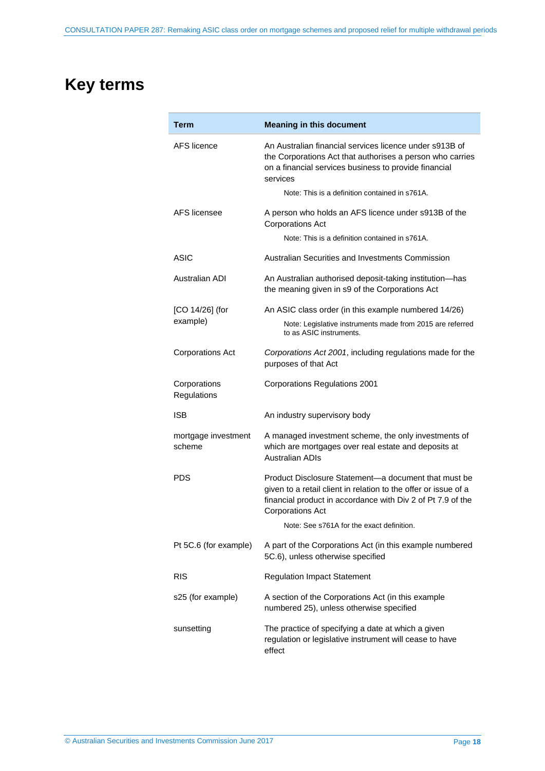# Key terms

| Term | Meaning in this document |
| --- | --- |
| AFS licence | An Australian financial services licence under s913B of the Corporations Act that authorises a person who carries on a financial services business to provide financial services<br><br>Note: This is a definition contained in s761A. |
| AFS licensee | A person who holds an AFS licence under s913B of the Corporations Act<br><br>Note: This is a definition contained in s761A. |
| ASIC | Australian Securities and Investments Commission |
| Australian ADI | An Australian authorised deposit-taking institution—has the meaning given in s9 of the Corporations Act |
| [CO 14/26] (for example) | An ASIC class order (in this example numbered 14/26)<br><br>Note: Legislative instruments made from 2015 are referred to as ASIC instruments. |
| Corporations Act | *Corporations Act 2001*, including regulations made for the purposes of that Act |
| Corporations Regulations | Corporations Regulations 2001 |
| ISB | An industry supervisory body |
| mortgage investment scheme | A managed investment scheme, the only investments of which are mortgages over real estate and deposits at Australian ADIs |
| PDS | Product Disclosure Statement—a document that must be given to a retail client in relation to the offer or issue of a financial product in accordance with Div 2 of Pt 7.9 of the Corporations Act<br><br>Note: See s761A for the exact definition. |
| Pt 5C.6 (for example) | A part of the Corporations Act (in this example numbered 5C.6), unless otherwise specified |
| RIS | Regulation Impact Statement |
| s25 (for example) | A section of the Corporations Act (in this example numbered 25), unless otherwise specified |
| sunsetting | The practice of specifying a date at which a given regulation or legislative instrument will cease to have effect |